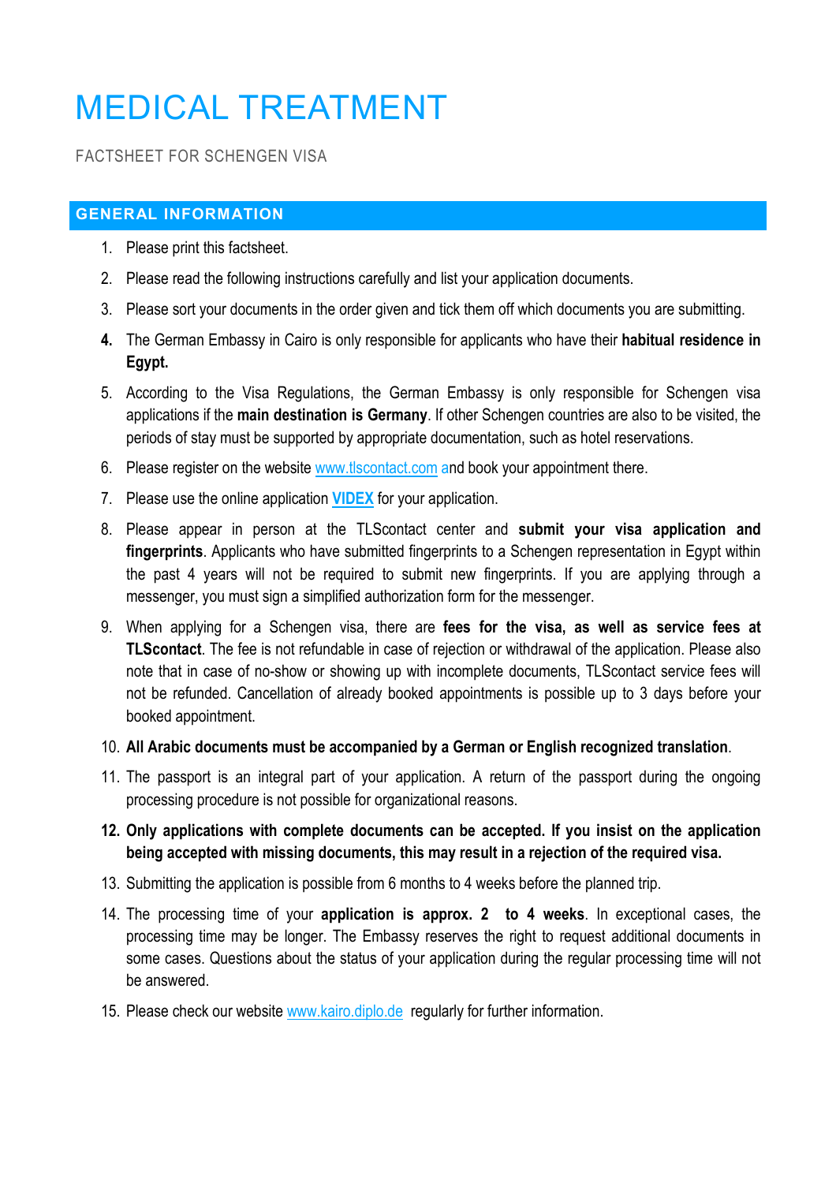# MEDICAL TREATMENT

FACTSHEET FOR SCHENGEN VISA

## GENERAL INFORMATION

1. Please print this factsheet.
2. Please read the following instructions carefully and list your application documents.
3. Please sort your documents in the order given and tick them off which documents you are submitting.
4. The German Embassy in Cairo is only responsible for applicants who have their **habitual residence in Egypt.**
5. According to the Visa Regulations, the German Embassy is only responsible for Schengen visa applications if the **main destination is Germany**. If other Schengen countries are also to be visited, the periods of stay must be supported by appropriate documentation, such as hotel reservations.
6. Please register on the website www.tlscontact.com and book your appointment there.
7. Please use the online application **VIDEX** for your application.
8. Please appear in person at the TLScontact center and **submit your visa application and fingerprints**. Applicants who have submitted fingerprints to a Schengen representation in Egypt within the past 4 years will not be required to submit new fingerprints. If you are applying through a messenger, you must sign a simplified authorization form for the messenger.
9. When applying for a Schengen visa, there are **fees for the visa, as well as service fees at TLScontact**. The fee is not refundable in case of rejection or withdrawal of the application. Please also note that in case of no-show or showing up with incomplete documents, TLScontact service fees will not be refunded. Cancellation of already booked appointments is possible up to 3 days before your booked appointment.
10. **All Arabic documents must be accompanied by a German or English recognized translation**.
11. The passport is an integral part of your application. A return of the passport during the ongoing processing procedure is not possible for organizational reasons.
12. **Only applications with complete documents can be accepted. If you insist on the application being accepted with missing documents, this may result in a rejection of the required visa.**
13. Submitting the application is possible from 6 months to 4 weeks before the planned trip.
14. The processing time of your **application is approx. 2 to 4 weeks**. In exceptional cases, the processing time may be longer. The Embassy reserves the right to request additional documents in some cases. Questions about the status of your application during the regular processing time will not be answered.
15. Please check our website www.kairo.diplo.de regularly for further information.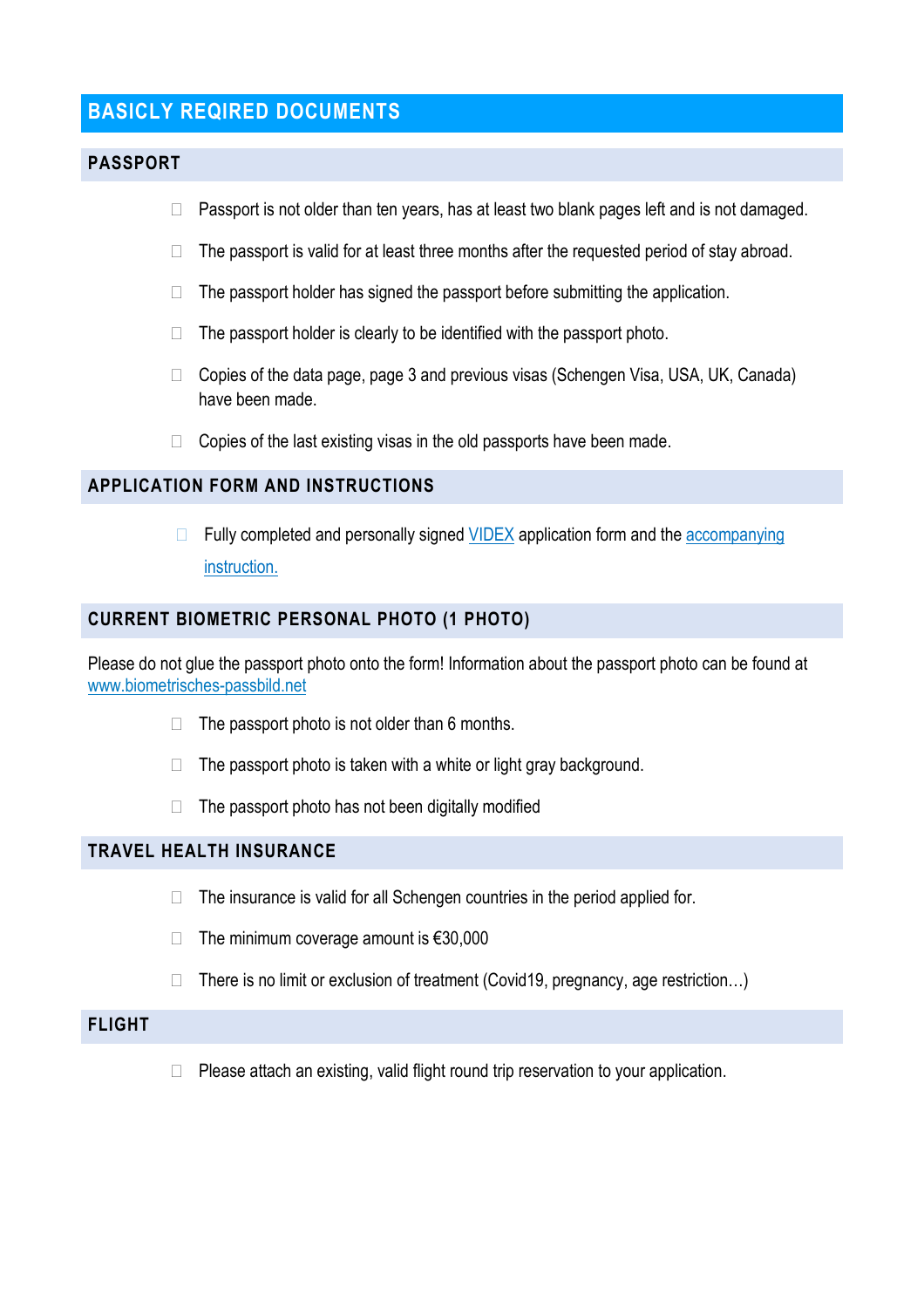# BASICLY REQIRED DOCUMENTS

## PASSPORT

- ☐ Passport is not older than ten years, has at least two blank pages left and is not damaged.
- ☐ The passport is valid for at least three months after the requested period of stay abroad.
- ☐ The passport holder has signed the passport before submitting the application.
- ☐ The passport holder is clearly to be identified with the passport photo.
- ☐ Copies of the data page, page 3 and previous visas (Schengen Visa, USA, UK, Canada) have been made.
- ☐ Copies of the last existing visas in the old passports have been made.

## APPLICATION FORM AND INSTRUCTIONS

- ☐ Fully completed and personally signed VIDEX application form and the accompanying instruction.

## CURRENT BIOMETRIC PERSONAL PHOTO (1 PHOTO)

Please do not glue the passport photo onto the form! Information about the passport photo can be found at www.biometrisches-passbild.net

- ☐ The passport photo is not older than 6 months.
- ☐ The passport photo is taken with a white or light gray background.
- ☐ The passport photo has not been digitally modified

## TRAVEL HEALTH INSURANCE

- ☐ The insurance is valid for all Schengen countries in the period applied for.
- ☐ The minimum coverage amount is €30,000
- ☐ There is no limit or exclusion of treatment (Covid19, pregnancy, age restriction…)

## FLIGHT

- ☐ Please attach an existing, valid flight round trip reservation to your application.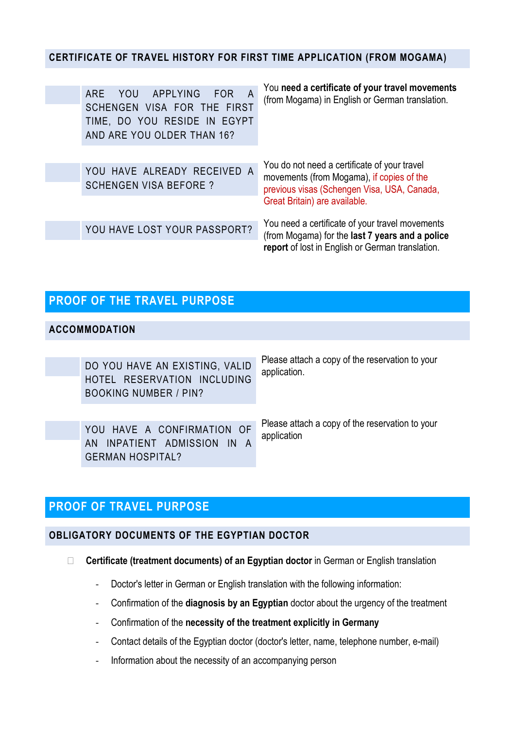### CERTIFICATE OF TRAVEL HISTORY FOR FIRST TIME APPLICATION (FROM MOGAMA)

| | Question | Information |
|---|---|---|
| | ARE YOU APPLYING FOR A SCHENGEN VISA FOR THE FIRST TIME, DO YOU RESIDE IN EGYPT AND ARE YOU OLDER THAN 16? | You **need a certificate of your travel movements** (from Mogama) in English or German translation. |
| | YOU HAVE ALREADY RECEIVED A SCHENGEN VISA BEFORE ? | You do not need a certificate of your travel movements (from Mogama), if copies of the previous visas (Schengen Visa, USA, Canada, Great Britain) are available. |
| | YOU HAVE LOST YOUR PASSPORT? | You need a certificate of your travel movements (from Mogama) for the **last 7 years and a police report** of lost in English or German translation. |

## PROOF OF THE TRAVEL PURPOSE

### ACCOMMODATION

| | Question | Information |
|---|---|---|
| | DO YOU HAVE AN EXISTING, VALID HOTEL RESERVATION INCLUDING BOOKING NUMBER / PIN? | Please attach a copy of the reservation to your application. |
| | YOU HAVE A CONFIRMATION OF AN INPATIENT ADMISSION IN A GERMAN HOSPITAL? | Please attach a copy of the reservation to your application |

## PROOF OF TRAVEL PURPOSE

### OBLIGATORY DOCUMENTS OF THE EGYPTIAN DOCTOR

- **Certificate (treatment documents) of an Egyptian doctor** in German or English translation
  - Doctor's letter in German or English translation with the following information:
  - Confirmation of the **diagnosis by an Egyptian** doctor about the urgency of the treatment
  - Confirmation of the **necessity of the treatment explicitly in Germany**
  - Contact details of the Egyptian doctor (doctor's letter, name, telephone number, e-mail)
  - Information about the necessity of an accompanying person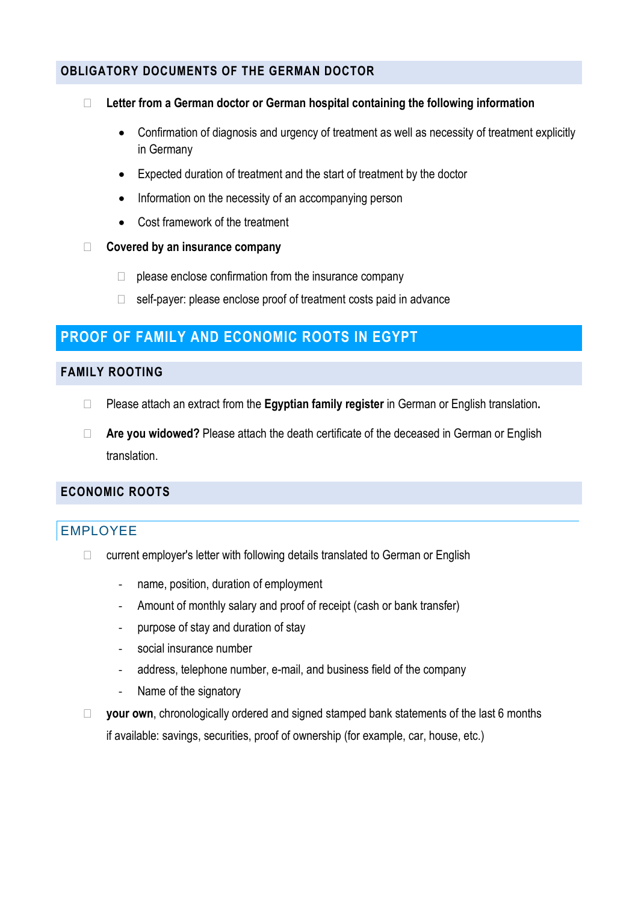## OBLIGATORY DOCUMENTS OF THE GERMAN DOCTOR

- **Letter from a German doctor or German hospital containing the following information**
  - Confirmation of diagnosis and urgency of treatment as well as necessity of treatment explicitly in Germany
  - Expected duration of treatment and the start of treatment by the doctor
  - Information on the necessity of an accompanying person
  - Cost framework of the treatment
- **Covered by an insurance company**
  - please enclose confirmation from the insurance company
  - self-payer: please enclose proof of treatment costs paid in advance

# PROOF OF FAMILY AND ECONOMIC ROOTS IN EGYPT

## FAMILY ROOTING

- Please attach an extract from the **Egyptian family register** in German or English translation**.**
- **Are you widowed?** Please attach the death certificate of the deceased in German or English translation.

## ECONOMIC ROOTS

### EMPLOYEE

- current employer's letter with following details translated to German or English
  - name, position, duration of employment
  - Amount of monthly salary and proof of receipt (cash or bank transfer)
  - purpose of stay and duration of stay
  - social insurance number
  - address, telephone number, e-mail, and business field of the company
  - Name of the signatory
- **your own**, chronologically ordered and signed stamped bank statements of the last 6 months
  if available: savings, securities, proof of ownership (for example, car, house, etc.)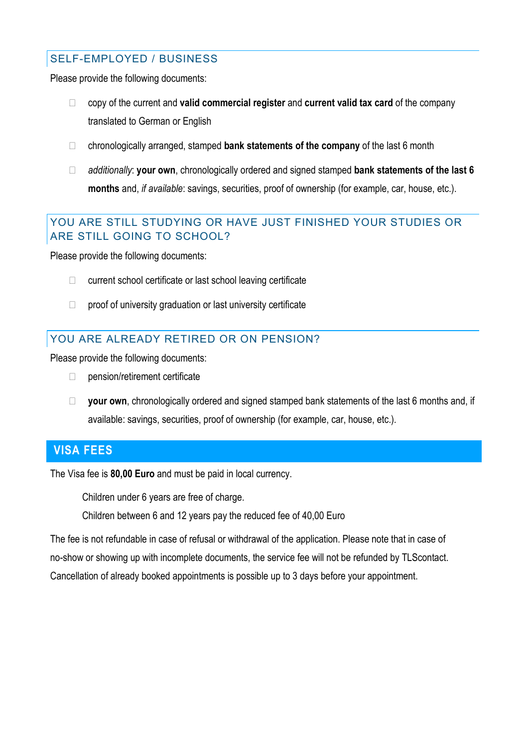## SELF-EMPLOYED / BUSINESS

Please provide the following documents:

- copy of the current and **valid commercial register** and **current valid tax card** of the company translated to German or English
- chronologically arranged, stamped **bank statements of the company** of the last 6 month
- *additionally*: **your own**, chronologically ordered and signed stamped **bank statements of the last 6 months** and, *if available*: savings, securities, proof of ownership (for example, car, house, etc.).

## YOU ARE STILL STUDYING OR HAVE JUST FINISHED YOUR STUDIES OR ARE STILL GOING TO SCHOOL?

Please provide the following documents:

- current school certificate or last school leaving certificate
- proof of university graduation or last university certificate

## YOU ARE ALREADY RETIRED OR ON PENSION?

Please provide the following documents:

- pension/retirement certificate
- **your own**, chronologically ordered and signed stamped bank statements of the last 6 months and, if available: savings, securities, proof of ownership (for example, car, house, etc.).

## VISA FEES

The Visa fee is **80,00 Euro** and must be paid in local currency.

Children under 6 years are free of charge.

Children between 6 and 12 years pay the reduced fee of 40,00 Euro

The fee is not refundable in case of refusal or withdrawal of the application. Please note that in case of no-show or showing up with incomplete documents, the service fee will not be refunded by TLScontact. Cancellation of already booked appointments is possible up to 3 days before your appointment.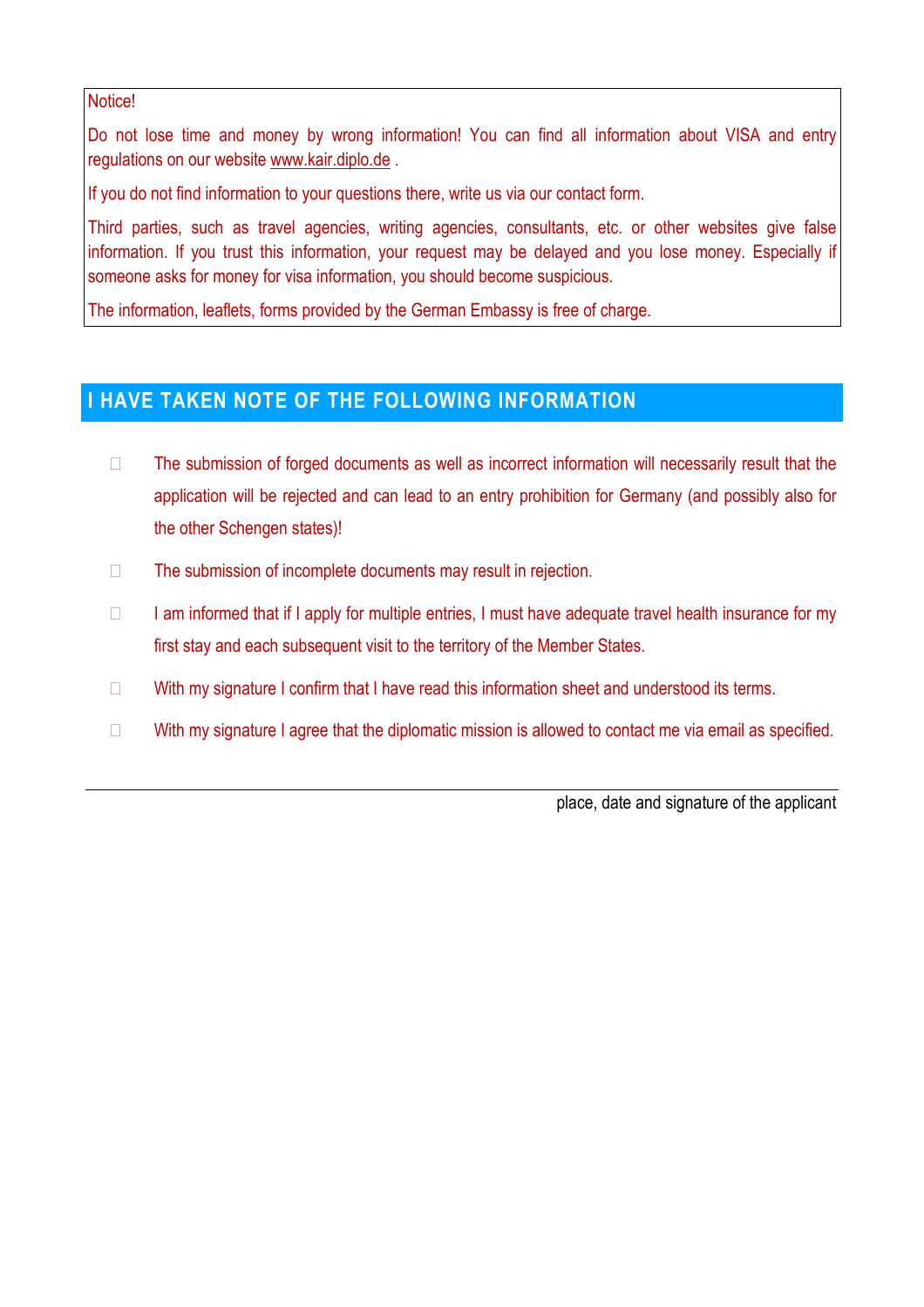Notice!

Do not lose time and money by wrong information! You can find all information about VISA and entry regulations on our website www.kair.diplo.de .

If you do not find information to your questions there, write us via our contact form.

Third parties, such as travel agencies, writing agencies, consultants, etc. or other websites give false information. If you trust this information, your request may be delayed and you lose money. Especially if someone asks for money for visa information, you should become suspicious.

The information, leaflets, forms provided by the German Embassy is free of charge.

## I HAVE TAKEN NOTE OF THE FOLLOWING INFORMATION

- ☐ The submission of forged documents as well as incorrect information will necessarily result that the application will be rejected and can lead to an entry prohibition for Germany (and possibly also for the other Schengen states)!
- ☐ The submission of incomplete documents may result in rejection.
- ☐ I am informed that if I apply for multiple entries, I must have adequate travel health insurance for my first stay and each subsequent visit to the territory of the Member States.
- ☐ With my signature I confirm that I have read this information sheet and understood its terms.
- ☐ With my signature I agree that the diplomatic mission is allowed to contact me via email as specified.

_______________________________________________

place, date and signature of the applicant